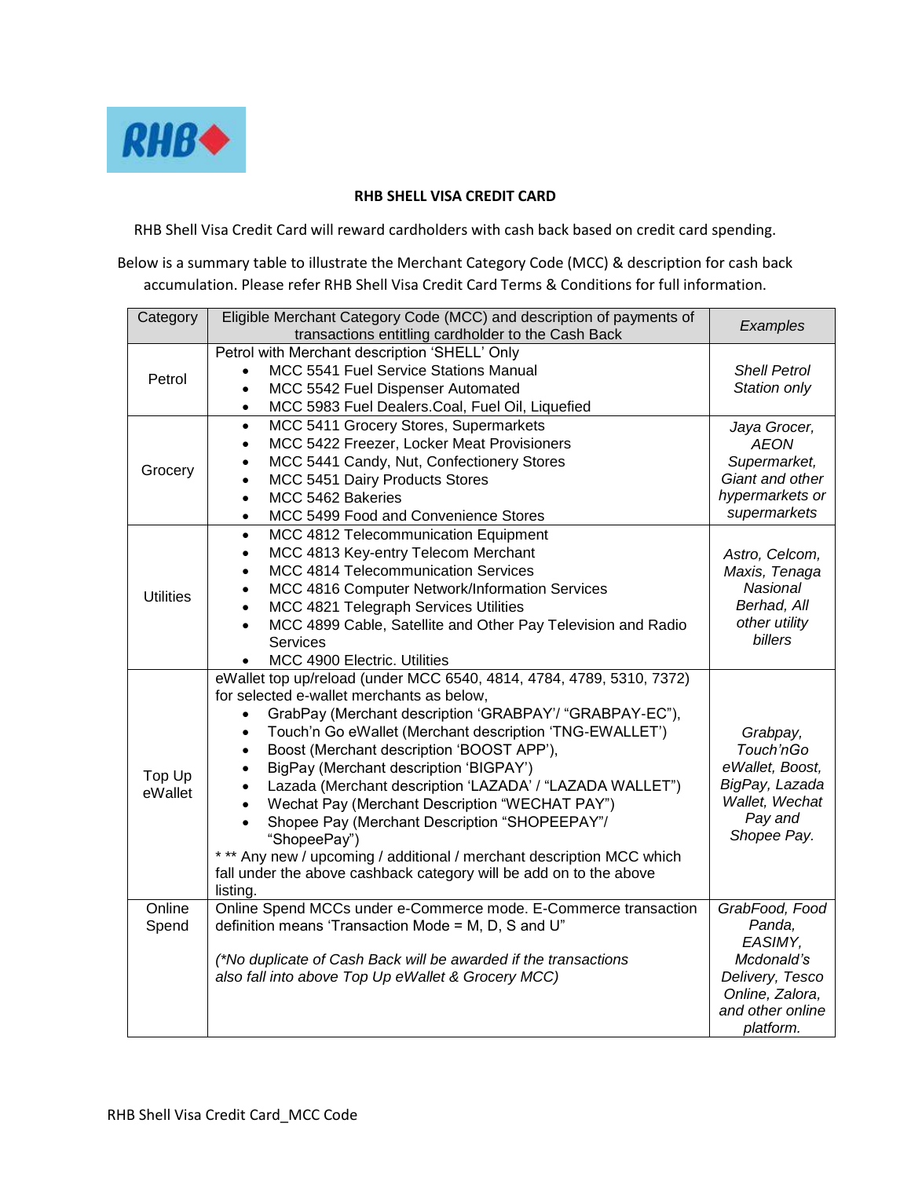**RHB SHELL VISA CREDIT CARD**

RHB Shell Visa Credit Card will reward cardholders with cash back based on credit card spending.

Below is a summary table to illustrate the Merchant Category Code (MCC) & description for cash back accumulation. Please refer RHB Shell Visa Credit Card Terms & Conditions for full information.

| Category | Eligible Merchant Category Code (MCC) and description of payments of transactions entitling cardholder to the Cash Back | *Examples* |
|---|---|---|
| Petrol | Petrol with Merchant description 'SHELL' Only<br>• MCC 5541 Fuel Service Stations Manual<br>• MCC 5542 Fuel Dispenser Automated<br>• MCC 5983 Fuel Dealers.Coal, Fuel Oil, Liquefied | *Shell Petrol Station only* |
| Grocery | • MCC 5411 Grocery Stores, Supermarkets<br>• MCC 5422 Freezer, Locker Meat Provisioners<br>• MCC 5441 Candy, Nut, Confectionery Stores<br>• MCC 5451 Dairy Products Stores<br>• MCC 5462 Bakeries<br>• MCC 5499 Food and Convenience Stores | *Jaya Grocer, AEON Supermarket, Giant and other hypermarkets or supermarkets* |
| Utilities | • MCC 4812 Telecommunication Equipment<br>• MCC 4813 Key-entry Telecom Merchant<br>• MCC 4814 Telecommunication Services<br>• MCC 4816 Computer Network/Information Services<br>• MCC 4821 Telegraph Services Utilities<br>• MCC 4899 Cable, Satellite and Other Pay Television and Radio Services<br>• MCC 4900 Electric. Utilities | *Astro, Celcom, Maxis, Tenaga Nasional Berhad, All other utility billers* |
| Top Up eWallet | eWallet top up/reload (under MCC 6540, 4814, 4784, 4789, 5310, 7372) for selected e-wallet merchants as below,<br>• GrabPay (Merchant description 'GRABPAY'/ "GRABPAY-EC"),<br>• Touch'n Go eWallet (Merchant description 'TNG-EWALLET')<br>• Boost (Merchant description 'BOOST APP'),<br>• BigPay (Merchant description 'BIGPAY')<br>• Lazada (Merchant description 'LAZADA' / "LAZADA WALLET")<br>• Wechat Pay (Merchant Description "WECHAT PAY")<br>• Shopee Pay (Merchant Description "SHOPEEPAY"/ "ShopeePay")<br>* ** Any new / upcoming / additional / merchant description MCC which fall under the above cashback category will be add on to the above listing. | *Grabpay, Touch'nGo eWallet, Boost, BigPay, Lazada Wallet, Wechat Pay and Shopee Pay.* |
| Online Spend | Online Spend MCCs under e-Commerce mode. E-Commerce transaction definition means 'Transaction Mode = M, D, S and U"<br><br>*(\*No duplicate of Cash Back will be awarded if the transactions also fall into above Top Up eWallet & Grocery MCC)* | *GrabFood, Food Panda, EASIMY, Mcdonald's Delivery, Tesco Online, Zalora, and other online platform.* |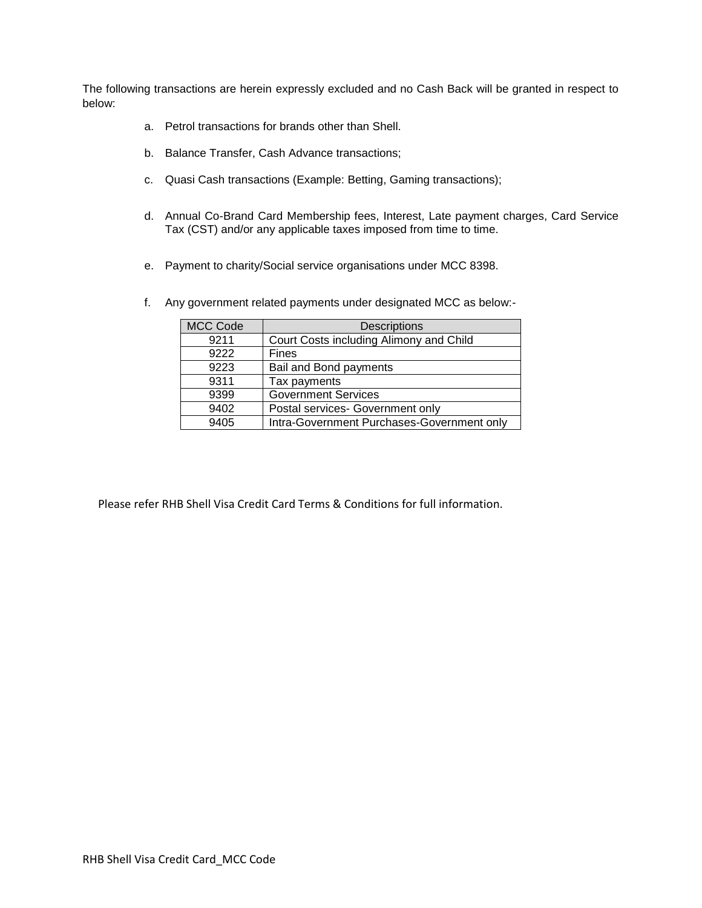The following transactions are herein expressly excluded and no Cash Back will be granted in respect to below:

a. Petrol transactions for brands other than Shell.

b. Balance Transfer, Cash Advance transactions;

c. Quasi Cash transactions (Example: Betting, Gaming transactions);

d. Annual Co-Brand Card Membership fees, Interest, Late payment charges, Card Service Tax (CST) and/or any applicable taxes imposed from time to time.

e. Payment to charity/Social service organisations under MCC 8398.

f. Any government related payments under designated MCC as below:-

| MCC Code | Descriptions |
|---|---|
| 9211 | Court Costs including Alimony and Child |
| 9222 | Fines |
| 9223 | Bail and Bond payments |
| 9311 | Tax payments |
| 9399 | Government Services |
| 9402 | Postal services- Government only |
| 9405 | Intra-Government Purchases-Government only |

Please refer RHB Shell Visa Credit Card Terms & Conditions for full information.